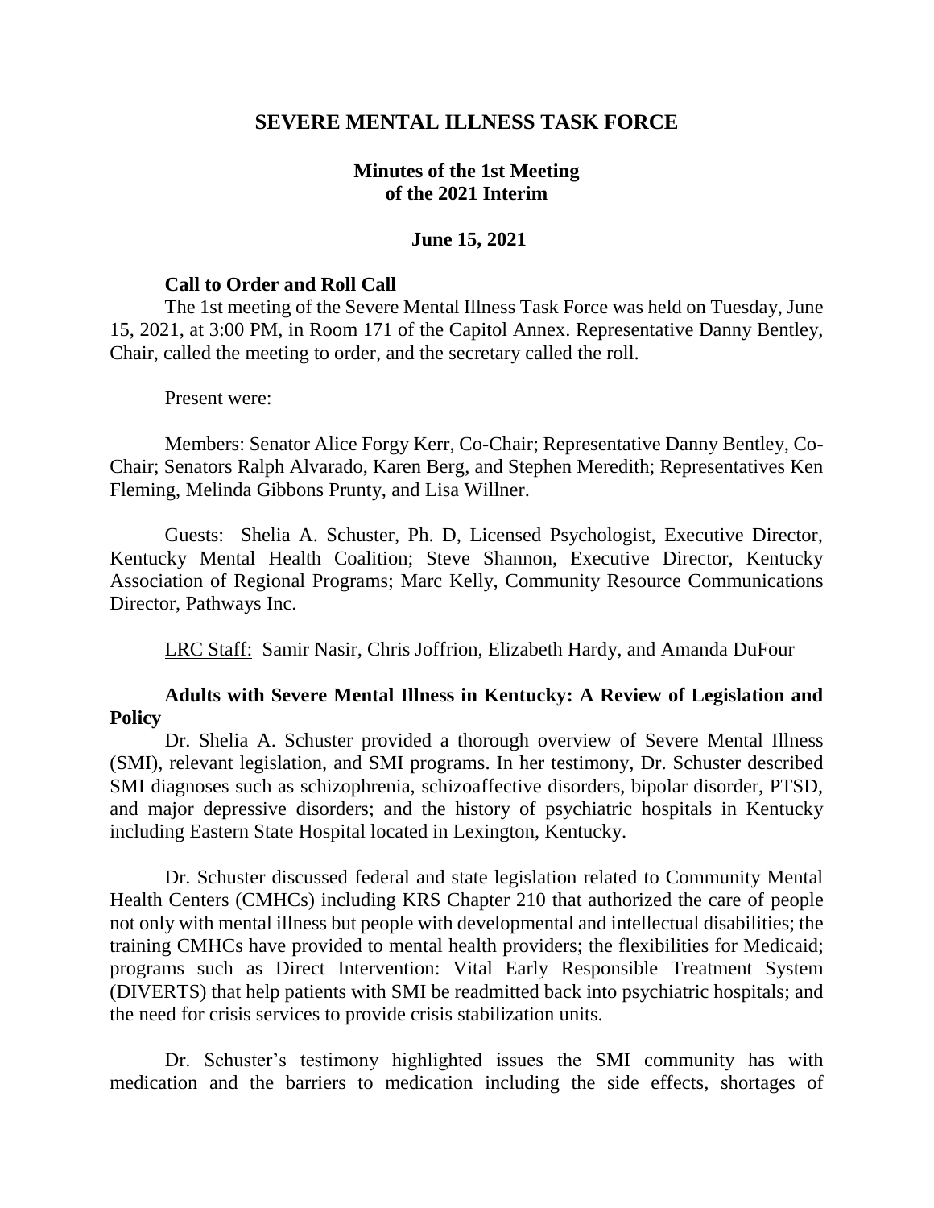# SEVERE MENTAL ILLNESS TASK FORCE

## Minutes of the 1st Meeting of the 2021 Interim

### June 15, 2021

**Call to Order and Roll Call**

The 1st meeting of the Severe Mental Illness Task Force was held on Tuesday, June 15, 2021, at 3:00 PM, in Room 171 of the Capitol Annex. Representative Danny Bentley, Chair, called the meeting to order, and the secretary called the roll.

Present were:

Members: Senator Alice Forgy Kerr, Co-Chair; Representative Danny Bentley, Co-Chair; Senators Ralph Alvarado, Karen Berg, and Stephen Meredith; Representatives Ken Fleming, Melinda Gibbons Prunty, and Lisa Willner.

Guests: Shelia A. Schuster, Ph. D, Licensed Psychologist, Executive Director, Kentucky Mental Health Coalition; Steve Shannon, Executive Director, Kentucky Association of Regional Programs; Marc Kelly, Community Resource Communications Director, Pathways Inc.

LRC Staff: Samir Nasir, Chris Joffrion, Elizabeth Hardy, and Amanda DuFour

**Adults with Severe Mental Illness in Kentucky: A Review of Legislation and Policy**

Dr. Shelia A. Schuster provided a thorough overview of Severe Mental Illness (SMI), relevant legislation, and SMI programs. In her testimony, Dr. Schuster described SMI diagnoses such as schizophrenia, schizoaffective disorders, bipolar disorder, PTSD, and major depressive disorders; and the history of psychiatric hospitals in Kentucky including Eastern State Hospital located in Lexington, Kentucky.

Dr. Schuster discussed federal and state legislation related to Community Mental Health Centers (CMHCs) including KRS Chapter 210 that authorized the care of people not only with mental illness but people with developmental and intellectual disabilities; the training CMHCs have provided to mental health providers; the flexibilities for Medicaid; programs such as Direct Intervention: Vital Early Responsible Treatment System (DIVERTS) that help patients with SMI be readmitted back into psychiatric hospitals; and the need for crisis services to provide crisis stabilization units.

Dr. Schuster's testimony highlighted issues the SMI community has with medication and the barriers to medication including the side effects, shortages of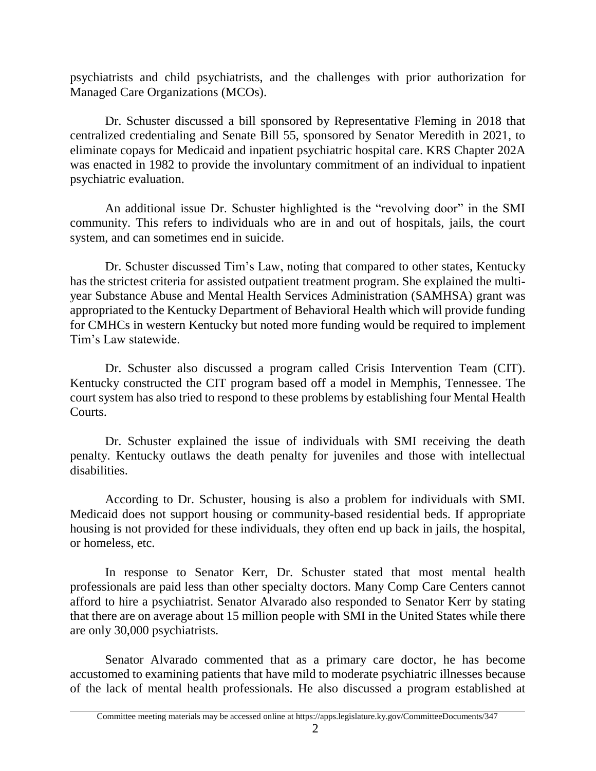psychiatrists and child psychiatrists, and the challenges with prior authorization for Managed Care Organizations (MCOs).

Dr. Schuster discussed a bill sponsored by Representative Fleming in 2018 that centralized credentialing and Senate Bill 55, sponsored by Senator Meredith in 2021, to eliminate copays for Medicaid and inpatient psychiatric hospital care. KRS Chapter 202A was enacted in 1982 to provide the involuntary commitment of an individual to inpatient psychiatric evaluation.

An additional issue Dr. Schuster highlighted is the "revolving door" in the SMI community. This refers to individuals who are in and out of hospitals, jails, the court system, and can sometimes end in suicide.

Dr. Schuster discussed Tim's Law, noting that compared to other states, Kentucky has the strictest criteria for assisted outpatient treatment program. She explained the multi-year Substance Abuse and Mental Health Services Administration (SAMHSA) grant was appropriated to the Kentucky Department of Behavioral Health which will provide funding for CMHCs in western Kentucky but noted more funding would be required to implement Tim's Law statewide.

Dr. Schuster also discussed a program called Crisis Intervention Team (CIT). Kentucky constructed the CIT program based off a model in Memphis, Tennessee. The court system has also tried to respond to these problems by establishing four Mental Health Courts.

Dr. Schuster explained the issue of individuals with SMI receiving the death penalty. Kentucky outlaws the death penalty for juveniles and those with intellectual disabilities.

According to Dr. Schuster, housing is also a problem for individuals with SMI. Medicaid does not support housing or community-based residential beds. If appropriate housing is not provided for these individuals, they often end up back in jails, the hospital, or homeless, etc.

In response to Senator Kerr, Dr. Schuster stated that most mental health professionals are paid less than other specialty doctors. Many Comp Care Centers cannot afford to hire a psychiatrist. Senator Alvarado also responded to Senator Kerr by stating that there are on average about 15 million people with SMI in the United States while there are only 30,000 psychiatrists.

Senator Alvarado commented that as a primary care doctor, he has become accustomed to examining patients that have mild to moderate psychiatric illnesses because of the lack of mental health professionals. He also discussed a program established at

Committee meeting materials may be accessed online at https://apps.legislature.ky.gov/CommitteeDocuments/347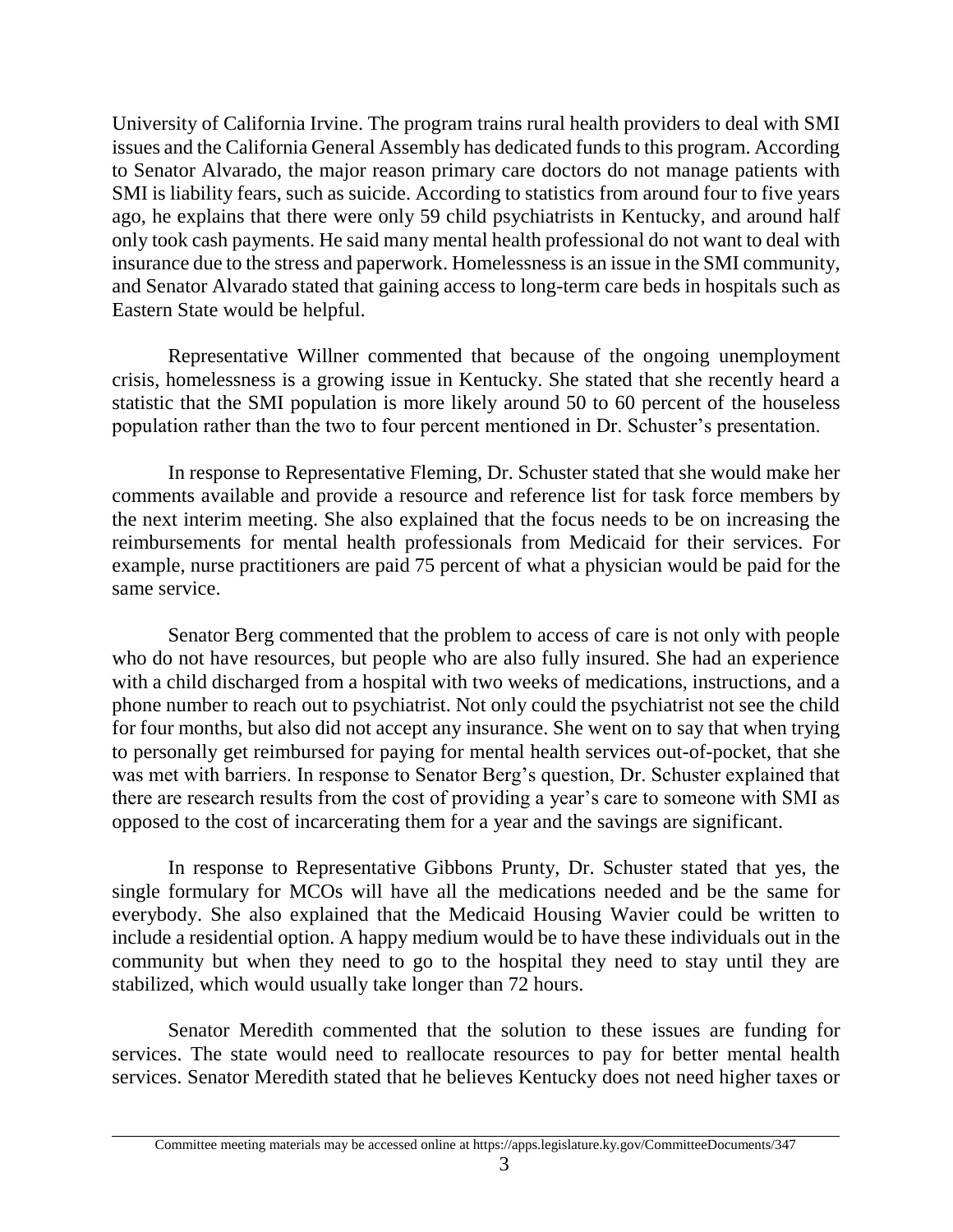University of California Irvine. The program trains rural health providers to deal with SMI issues and the California General Assembly has dedicated funds to this program. According to Senator Alvarado, the major reason primary care doctors do not manage patients with SMI is liability fears, such as suicide. According to statistics from around four to five years ago, he explains that there were only 59 child psychiatrists in Kentucky, and around half only took cash payments. He said many mental health professional do not want to deal with insurance due to the stress and paperwork. Homelessness is an issue in the SMI community, and Senator Alvarado stated that gaining access to long-term care beds in hospitals such as Eastern State would be helpful.

Representative Willner commented that because of the ongoing unemployment crisis, homelessness is a growing issue in Kentucky. She stated that she recently heard a statistic that the SMI population is more likely around 50 to 60 percent of the houseless population rather than the two to four percent mentioned in Dr. Schuster's presentation.

In response to Representative Fleming, Dr. Schuster stated that she would make her comments available and provide a resource and reference list for task force members by the next interim meeting. She also explained that the focus needs to be on increasing the reimbursements for mental health professionals from Medicaid for their services. For example, nurse practitioners are paid 75 percent of what a physician would be paid for the same service.

Senator Berg commented that the problem to access of care is not only with people who do not have resources, but people who are also fully insured. She had an experience with a child discharged from a hospital with two weeks of medications, instructions, and a phone number to reach out to psychiatrist. Not only could the psychiatrist not see the child for four months, but also did not accept any insurance. She went on to say that when trying to personally get reimbursed for paying for mental health services out-of-pocket, that she was met with barriers. In response to Senator Berg's question, Dr. Schuster explained that there are research results from the cost of providing a year's care to someone with SMI as opposed to the cost of incarcerating them for a year and the savings are significant.

In response to Representative Gibbons Prunty, Dr. Schuster stated that yes, the single formulary for MCOs will have all the medications needed and be the same for everybody. She also explained that the Medicaid Housing Wavier could be written to include a residential option. A happy medium would be to have these individuals out in the community but when they need to go to the hospital they need to stay until they are stabilized, which would usually take longer than 72 hours.

Senator Meredith commented that the solution to these issues are funding for services. The state would need to reallocate resources to pay for better mental health services. Senator Meredith stated that he believes Kentucky does not need higher taxes or

Committee meeting materials may be accessed online at https://apps.legislature.ky.gov/CommitteeDocuments/347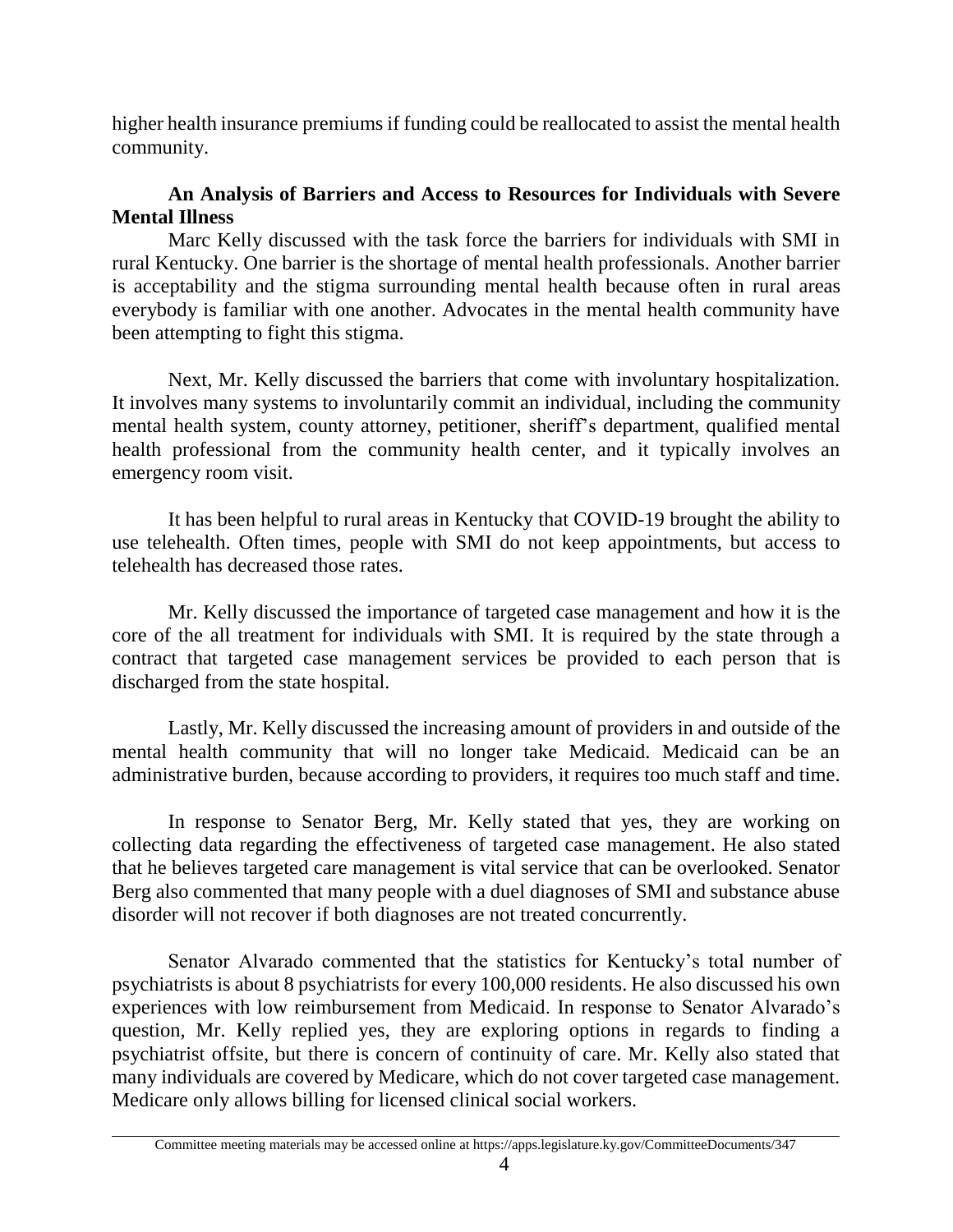higher health insurance premiums if funding could be reallocated to assist the mental health community.

**An Analysis of Barriers and Access to Resources for Individuals with Severe Mental Illness**

Marc Kelly discussed with the task force the barriers for individuals with SMI in rural Kentucky. One barrier is the shortage of mental health professionals. Another barrier is acceptability and the stigma surrounding mental health because often in rural areas everybody is familiar with one another. Advocates in the mental health community have been attempting to fight this stigma.

Next, Mr. Kelly discussed the barriers that come with involuntary hospitalization. It involves many systems to involuntarily commit an individual, including the community mental health system, county attorney, petitioner, sheriff's department, qualified mental health professional from the community health center, and it typically involves an emergency room visit.

It has been helpful to rural areas in Kentucky that COVID-19 brought the ability to use telehealth. Often times, people with SMI do not keep appointments, but access to telehealth has decreased those rates.

Mr. Kelly discussed the importance of targeted case management and how it is the core of the all treatment for individuals with SMI. It is required by the state through a contract that targeted case management services be provided to each person that is discharged from the state hospital.

Lastly, Mr. Kelly discussed the increasing amount of providers in and outside of the mental health community that will no longer take Medicaid. Medicaid can be an administrative burden, because according to providers, it requires too much staff and time.

In response to Senator Berg, Mr. Kelly stated that yes, they are working on collecting data regarding the effectiveness of targeted case management. He also stated that he believes targeted care management is vital service that can be overlooked. Senator Berg also commented that many people with a duel diagnoses of SMI and substance abuse disorder will not recover if both diagnoses are not treated concurrently.

Senator Alvarado commented that the statistics for Kentucky's total number of psychiatrists is about 8 psychiatrists for every 100,000 residents. He also discussed his own experiences with low reimbursement from Medicaid. In response to Senator Alvarado's question, Mr. Kelly replied yes, they are exploring options in regards to finding a psychiatrist offsite, but there is concern of continuity of care. Mr. Kelly also stated that many individuals are covered by Medicare, which do not cover targeted case management. Medicare only allows billing for licensed clinical social workers.

Committee meeting materials may be accessed online at https://apps.legislature.ky.gov/CommitteeDocuments/347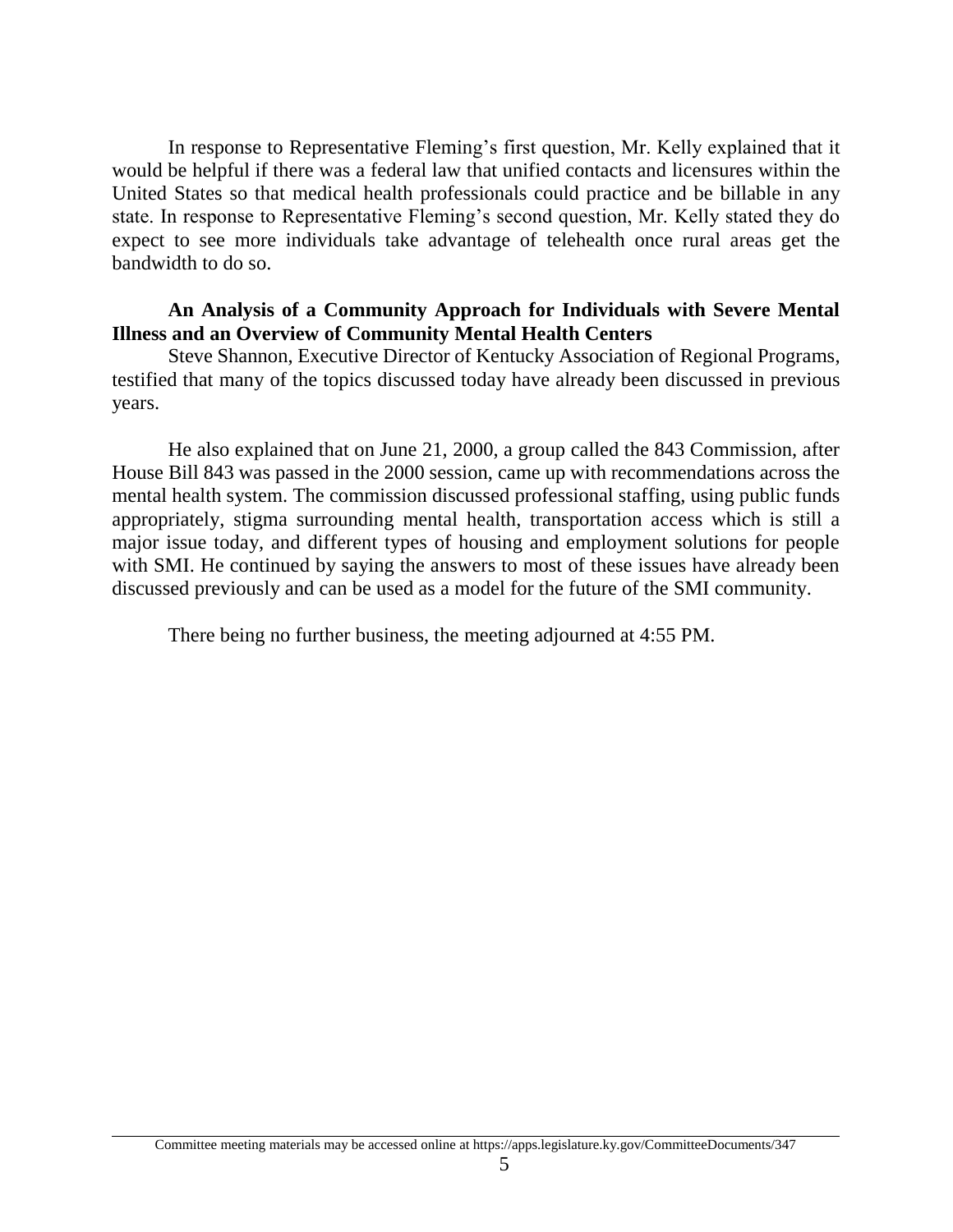In response to Representative Fleming's first question, Mr. Kelly explained that it would be helpful if there was a federal law that unified contacts and licensures within the United States so that medical health professionals could practice and be billable in any state. In response to Representative Fleming's second question, Mr. Kelly stated they do expect to see more individuals take advantage of telehealth once rural areas get the bandwidth to do so.

**An Analysis of a Community Approach for Individuals with Severe Mental Illness and an Overview of Community Mental Health Centers**

Steve Shannon, Executive Director of Kentucky Association of Regional Programs, testified that many of the topics discussed today have already been discussed in previous years.

He also explained that on June 21, 2000, a group called the 843 Commission, after House Bill 843 was passed in the 2000 session, came up with recommendations across the mental health system. The commission discussed professional staffing, using public funds appropriately, stigma surrounding mental health, transportation access which is still a major issue today, and different types of housing and employment solutions for people with SMI. He continued by saying the answers to most of these issues have already been discussed previously and can be used as a model for the future of the SMI community.

There being no further business, the meeting adjourned at 4:55 PM.

Committee meeting materials may be accessed online at https://apps.legislature.ky.gov/CommitteeDocuments/347